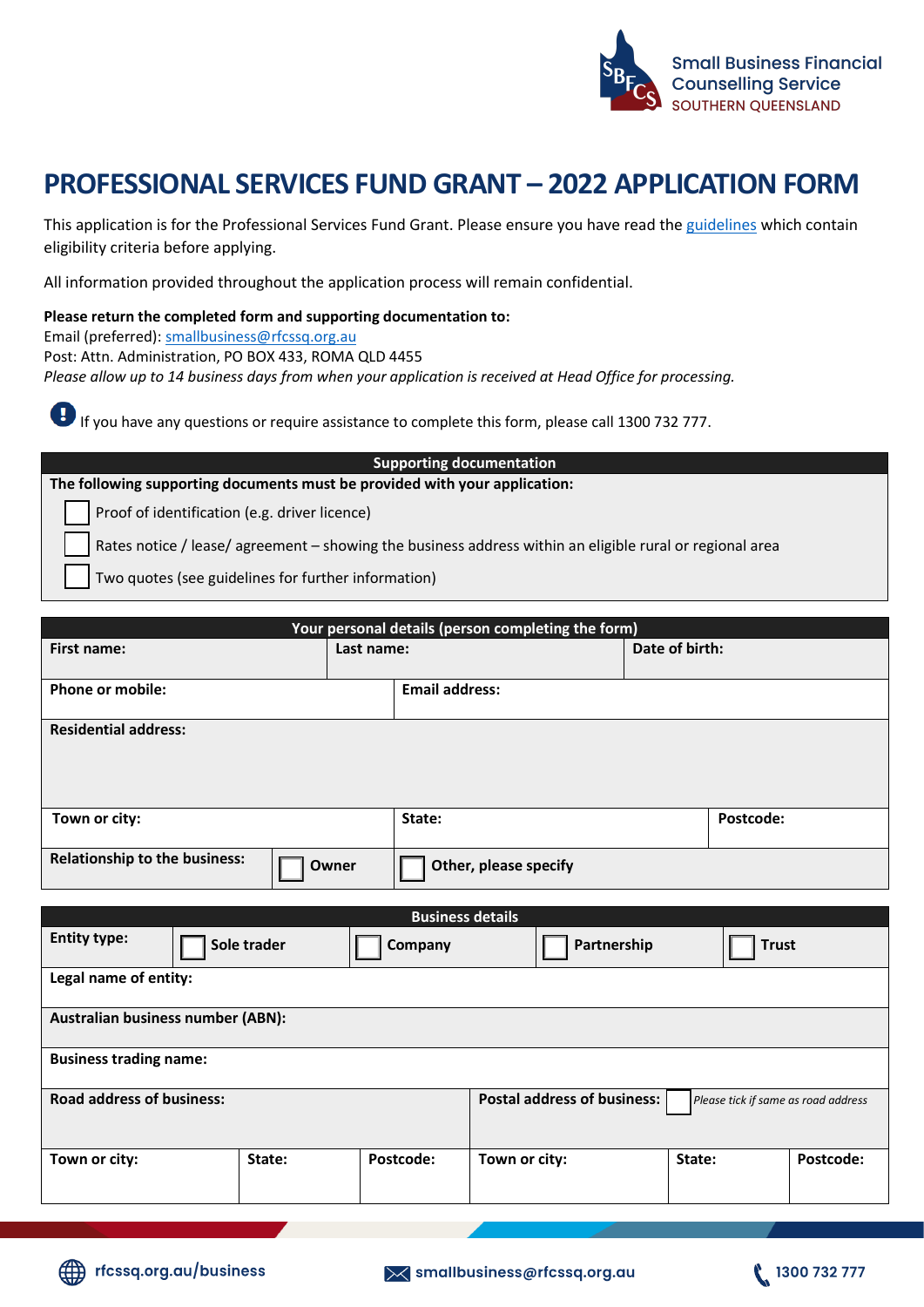Small Business Financial Counselling Service
SOUTHERN QUEENSLAND

# PROFESSIONAL SERVICES FUND GRANT – 2022 APPLICATION FORM

This application is for the Professional Services Fund Grant. Please ensure you have read the guidelines which contain eligibility criteria before applying.

All information provided throughout the application process will remain confidential.

**Please return the completed form and supporting documentation to:**
Email (preferred): smallbusiness@rfcssq.org.au
Post: Attn. Administration, PO BOX 433, ROMA QLD 4455
*Please allow up to 14 business days from when your application is received at Head Office for processing.*

If you have any questions or require assistance to complete this form, please call 1300 732 777.

| Supporting documentation |
|---|
| **The following supporting documents must be provided with your application:** |
| ☐ Proof of identification (e.g. driver licence) |
| ☐ Rates notice / lease/ agreement – showing the business address within an eligible rural or regional area |
| ☐ Two quotes (see guidelines for further information) |

| Your personal details (person completing the form) | | |
|---|---|---|
| **First name:** | **Last name:** | **Date of birth:** |
| **Phone or mobile:** | **Email address:** | |
| **Residential address:** | | |
| **Town or city:** | **State:** | **Postcode:** |
| **Relationship to the business:** | ☐ **Owner** | ☐ **Other, please specify** |

| Business details | | | | |
|---|---|---|---|---|
| **Entity type:** | ☐ **Sole trader** | ☐ **Company** | ☐ **Partnership** | ☐ **Trust** |
| **Legal name of entity:** | | | | |
| **Australian business number (ABN):** | | | | |
| **Business trading name:** | | | | |

| **Road address of business:** | | | **Postal address of business:** ☐ *Please tick if same as road address* | | |
|---|---|---|---|---|---|
| **Town or city:** | **State:** | **Postcode:** | **Town or city:** | **State:** | **Postcode:** |

rfcssq.org.au/business smallbusiness@rfcssq.org.au 1300 732 777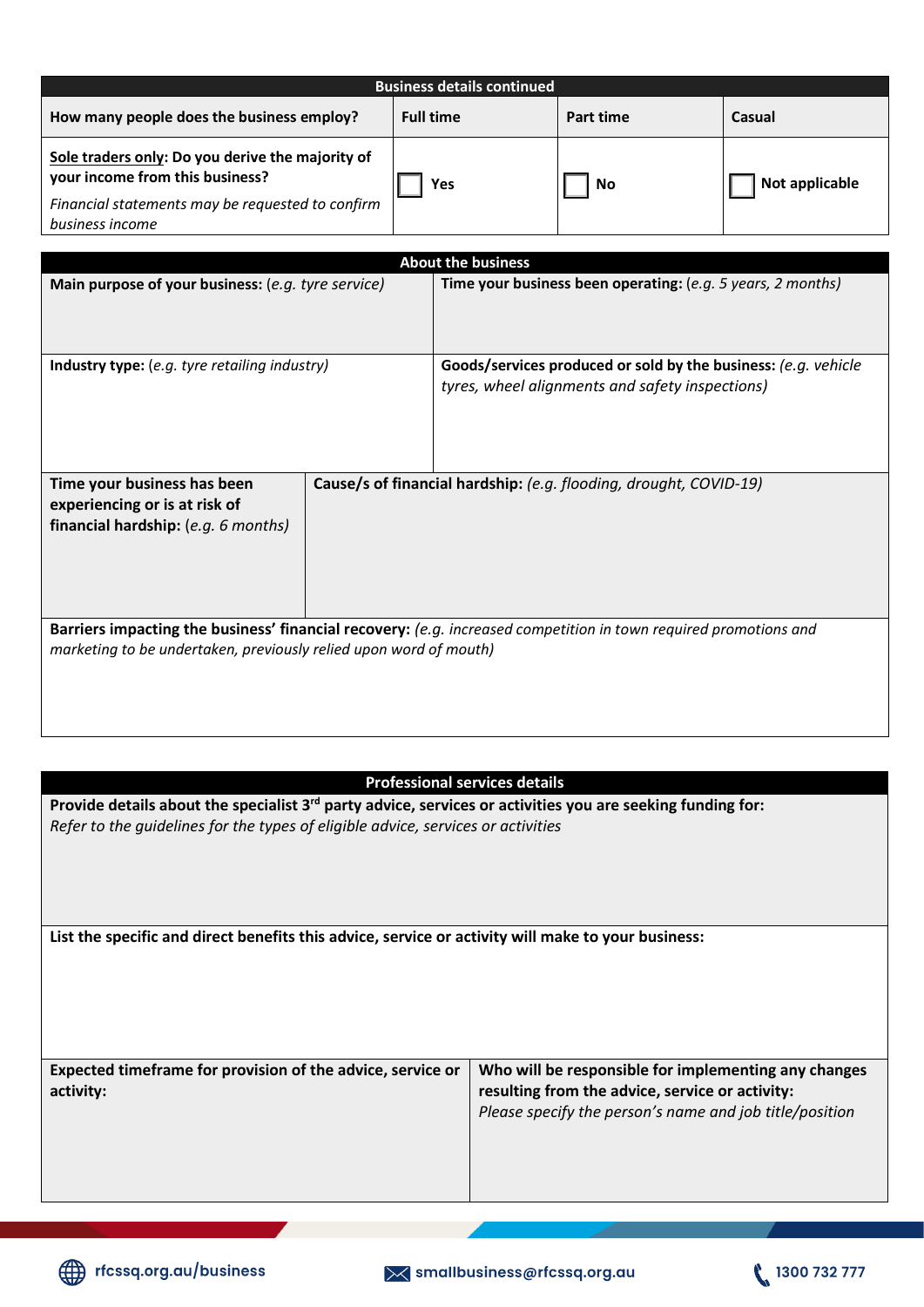## Business details continued

| How many people does the business employ? | Full time | Part time | Casual |
|---|---|---|---|
| <u>Sole traders only</u>: Do you derive the majority of your income from this business? *Financial statements may be requested to confirm business income* | ☐ Yes | ☐ No | ☐ Not applicable |

## About the business

| | |
|---|---|
| **Main purpose of your business:** (*e.g. tyre service*) | **Time your business been operating:** (*e.g. 5 years, 2 months*) |
| **Industry type:** (*e.g. tyre retailing industry*) | **Goods/services produced or sold by the business:** *(e.g. vehicle tyres, wheel alignments and safety inspections)* |
| **Time your business has been experiencing or is at risk of financial hardship:** (*e.g. 6 months*) | **Cause/s of financial hardship:** *(e.g. flooding, drought, COVID-19)* |

**Barriers impacting the business' financial recovery:** *(e.g. increased competition in town required promotions and marketing to be undertaken, previously relied upon word of mouth)*

## Professional services details

**Provide details about the specialist 3rd party advice, services or activities you are seeking funding for:**
*Refer to the guidelines for the types of eligible advice, services or activities*

**List the specific and direct benefits this advice, service or activity will make to your business:**

| | |
|---|---|
| **Expected timeframe for provision of the advice, service or activity:** | **Who will be responsible for implementing any changes resulting from the advice, service or activity:** *Please specify the person's name and job title/position* |

rfcssq.org.au/business | smallbusiness@rfcssq.org.au | 1300 732 777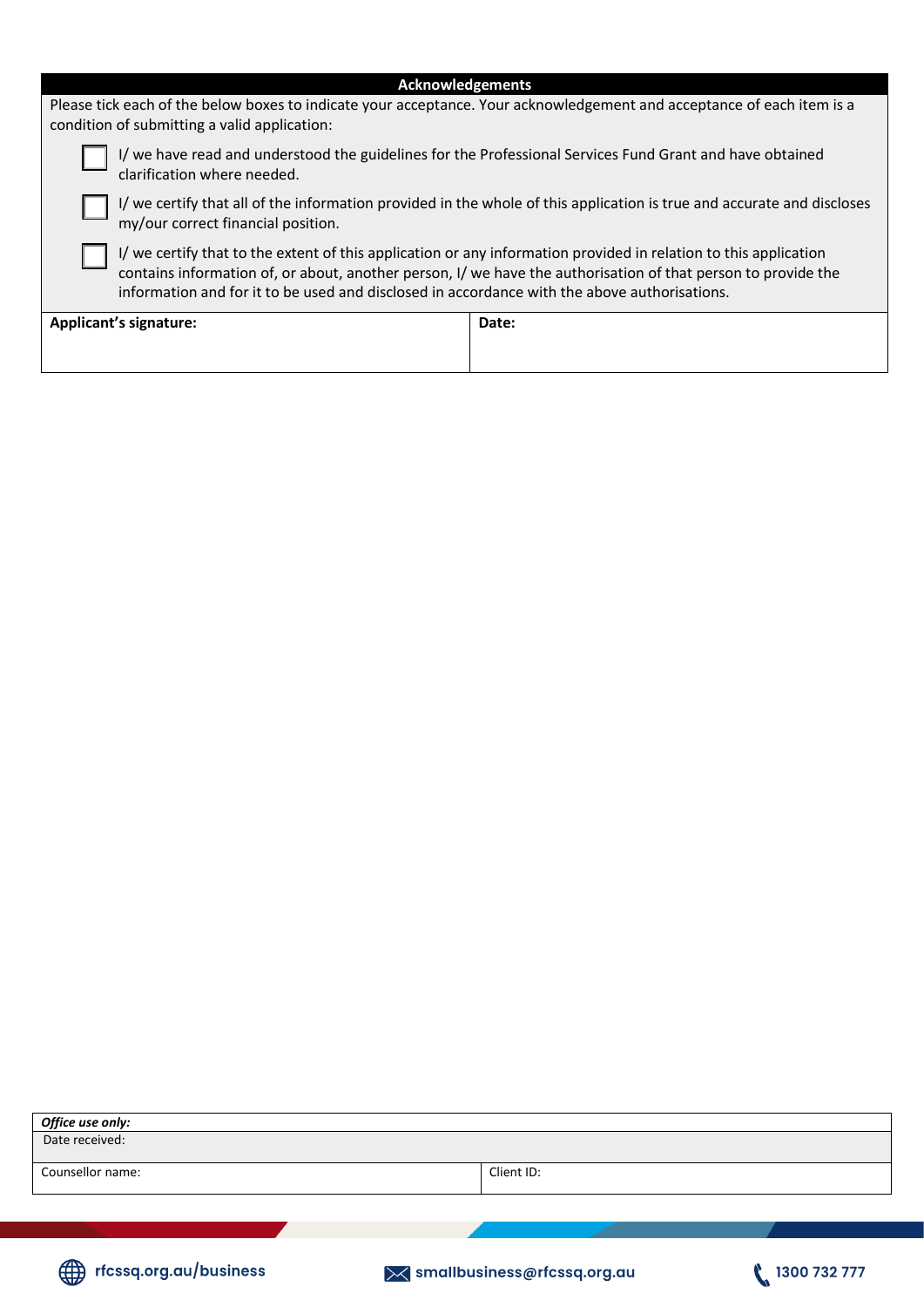## Acknowledgements

Please tick each of the below boxes to indicate your acceptance. Your acknowledgement and acceptance of each item is a condition of submitting a valid application:

- ☐ I/ we have read and understood the guidelines for the Professional Services Fund Grant and have obtained clarification where needed.
- ☐ I/ we certify that all of the information provided in the whole of this application is true and accurate and discloses my/our correct financial position.
- ☐ I/ we certify that to the extent of this application or any information provided in relation to this application contains information of, or about, another person, I/ we have the authorisation of that person to provide the information and for it to be used and disclosed in accordance with the above authorisations.

| **Applicant's signature:** | **Date:** |
|---|---|
| | |

| ***Office use only:*** | |
|---|---|
| Date received: | |
| Counsellor name: | Client ID: |

rfcssq.org.au/business smallbusiness@rfcssq.org.au 1300 732 777